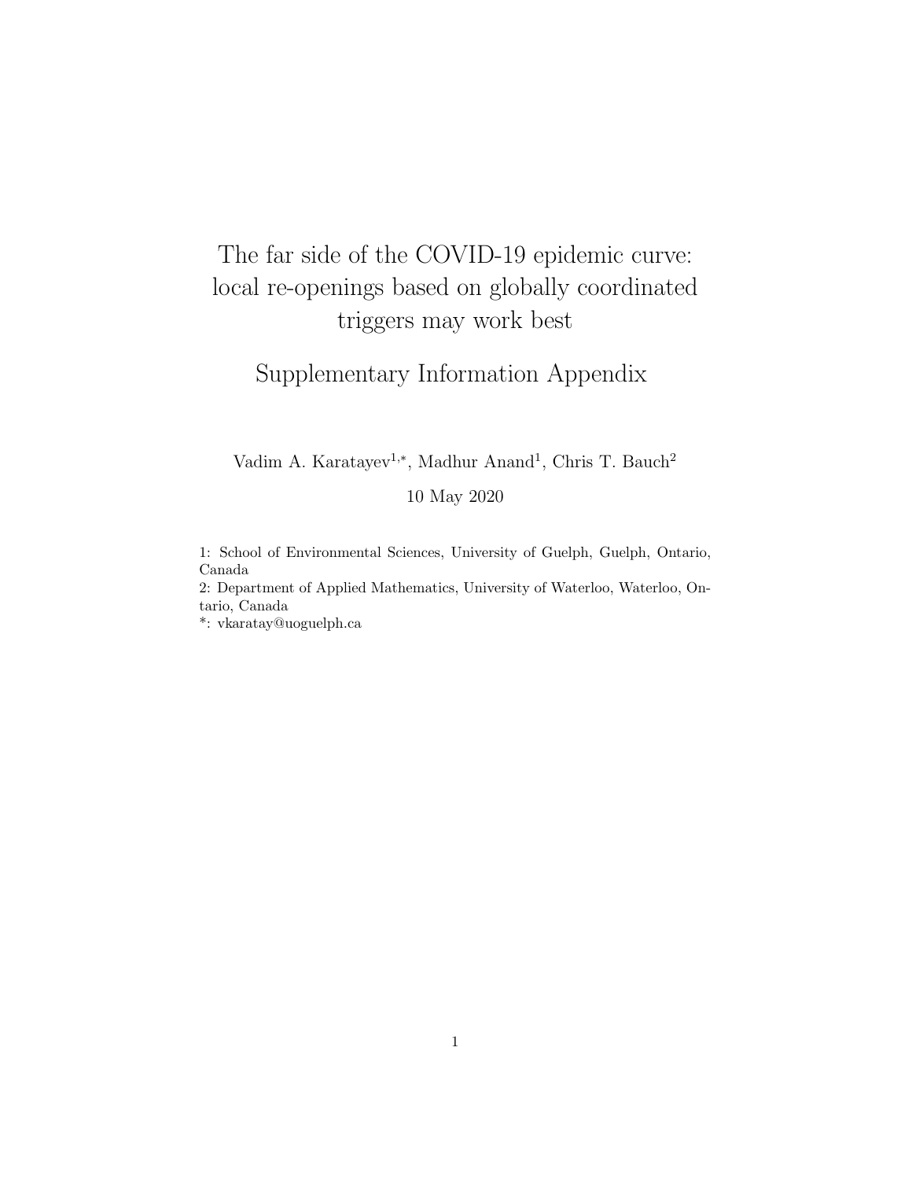# The far side of the COVID-19 epidemic curve: local re-openings based on globally coordinated triggers may work best

## Supplementary Information Appendix

Vadim A. Karatayev[1,*], Madhur Anand[1], Chris T. Bauch[2]

10 May 2020

1: School of Environmental Sciences, University of Guelph, Guelph, Ontario, Canada

2: Department of Applied Mathematics, University of Waterloo, Waterloo, Ontario, Canada

*: vkaratay@uoguelph.ca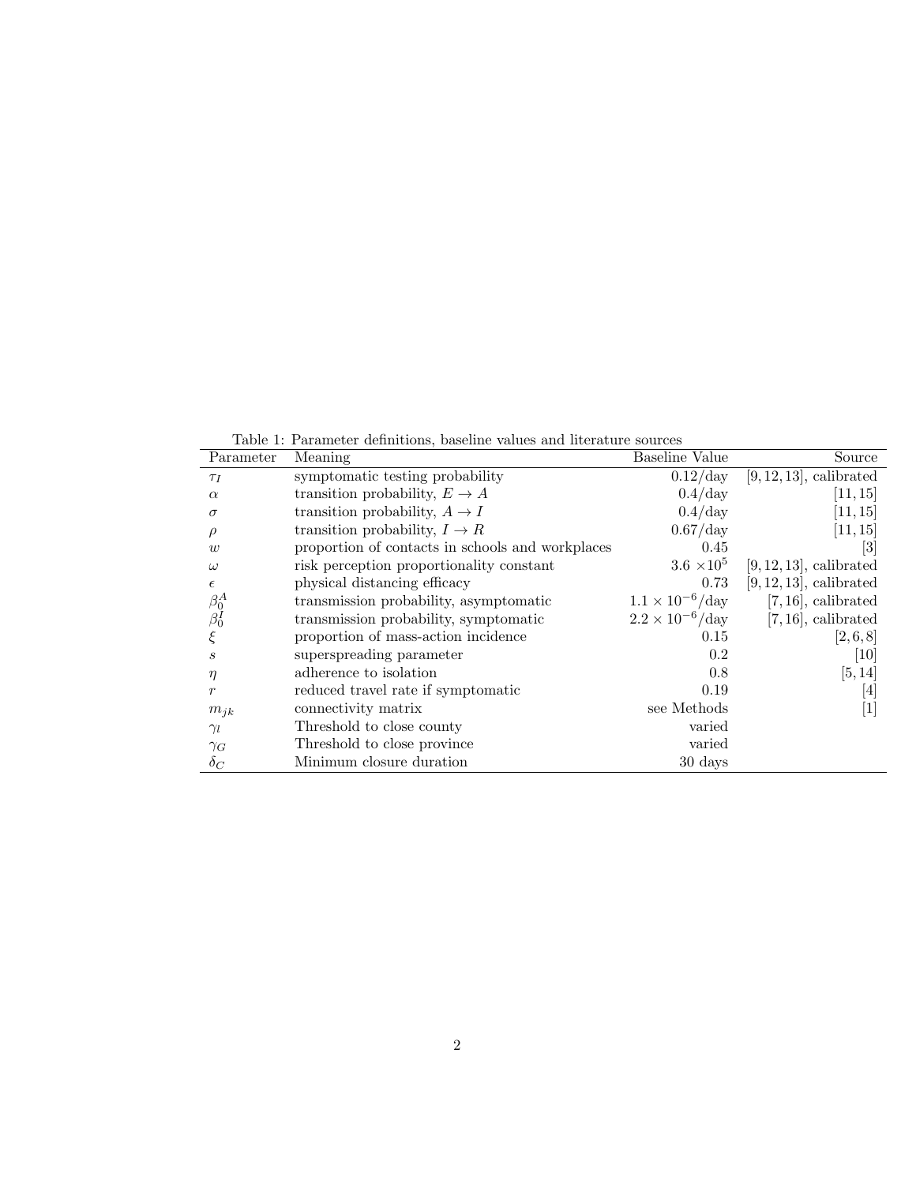Table 1: Parameter definitions, baseline values and literature sources

| Parameter | Meaning | Baseline Value | Source |
|---|---|---|---|
| $\tau_I$ | symptomatic testing probability | 0.12/day | [9, 12, 13], calibrated |
| $\alpha$ | transition probability, $E \to A$ | 0.4/day | [11, 15] |
| $\sigma$ | transition probability, $A \to I$ | 0.4/day | [11, 15] |
| $\rho$ | transition probability, $I \to R$ | 0.67/day | [11, 15] |
| $w$ | proportion of contacts in schools and workplaces | 0.45 | [3] |
| $\omega$ | risk perception proportionality constant | $3.6 \times 10^5$ | [9, 12, 13], calibrated |
| $\epsilon$ | physical distancing efficacy | 0.73 | [9, 12, 13], calibrated |
| $\beta_0^A$ | transmission probability, asymptomatic | $1.1 \times 10^{-6}$/day | [7, 16], calibrated |
| $\beta_0^I$ | transmission probability, symptomatic | $2.2 \times 10^{-6}$/day | [7, 16], calibrated |
| $\xi$ | proportion of mass-action incidence | 0.15 | [2, 6, 8] |
| $s$ | superspreading parameter | 0.2 | [10] |
| $\eta$ | adherence to isolation | 0.8 | [5, 14] |
| $r$ | reduced travel rate if symptomatic | 0.19 | [4] |
| $m_{jk}$ | connectivity matrix | see Methods | [1] |
| $\gamma_l$ | Threshold to close county | varied | |
| $\gamma_G$ | Threshold to close province | varied | |
| $\delta_C$ | Minimum closure duration | 30 days | |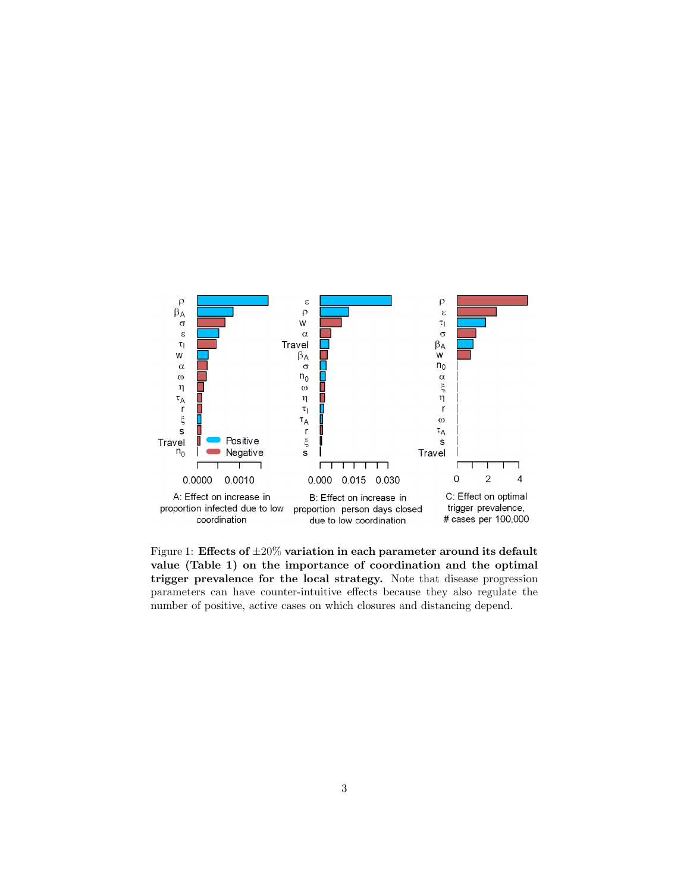ρ
$\beta_A$
σ
ε
$\tau_I$
w
α
ω
η
$\tau_A$
r
ξ
s
Travel
$n_0$

Positive
Negative

0.0000 0.0010

A: Effect on increase in proportion infected due to low coordination

ε
ρ
w
α
Travel
$\beta_A$
σ
$n_0$
ω
η
$\tau_I$
$\tau_A$
r
ξ
s

0.000 0.015 0.030

B: Effect on increase in proportion person days closed due to low coordination

ρ
ε
$\tau_I$
σ
$\beta_A$
w
$n_0$
α
ξ
η
r
ω
$\tau_A$
s
Travel

0 2 4

C: Effect on optimal trigger prevalence, # cases per 100,000

Figure 1: **Effects of ±20% variation in each parameter around its default value (Table 1) on the importance of coordination and the optimal trigger prevalence for the local strategy.** Note that disease progression parameters can have counter-intuitive effects because they also regulate the number of positive, active cases on which closures and distancing depend.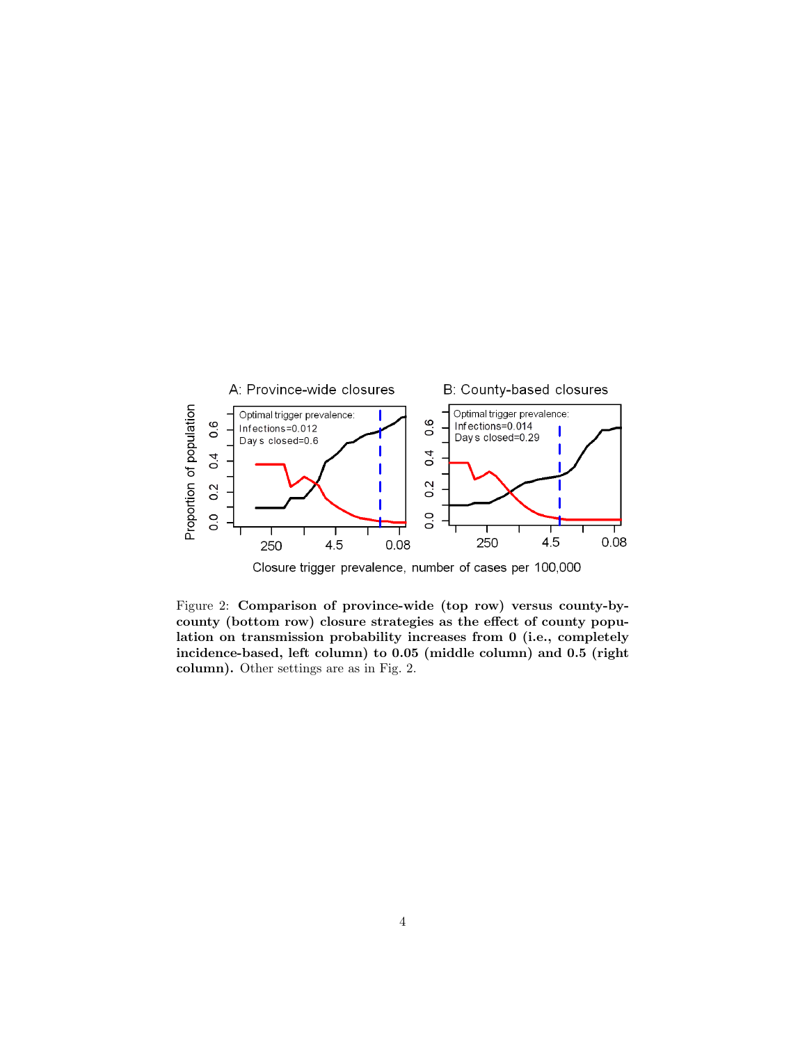A: Province-wide closures

Optimal trigger prevalence:
Infections=0.012
Days closed=0.6

B: County-based closures

Optimal trigger prevalence:
Infections=0.014
Days closed=0.29

Proportion of population

0.0 0.2 0.4 0.6

250 4.5 0.08

Closure trigger prevalence, number of cases per 100,000

Figure 2: **Comparison of province-wide (top row) versus county-by-county (bottom row) closure strategies as the effect of county population on transmission probability increases from 0 (i.e., completely incidence-based, left column) to 0.05 (middle column) and 0.5 (right column).** Other settings are as in Fig. 2.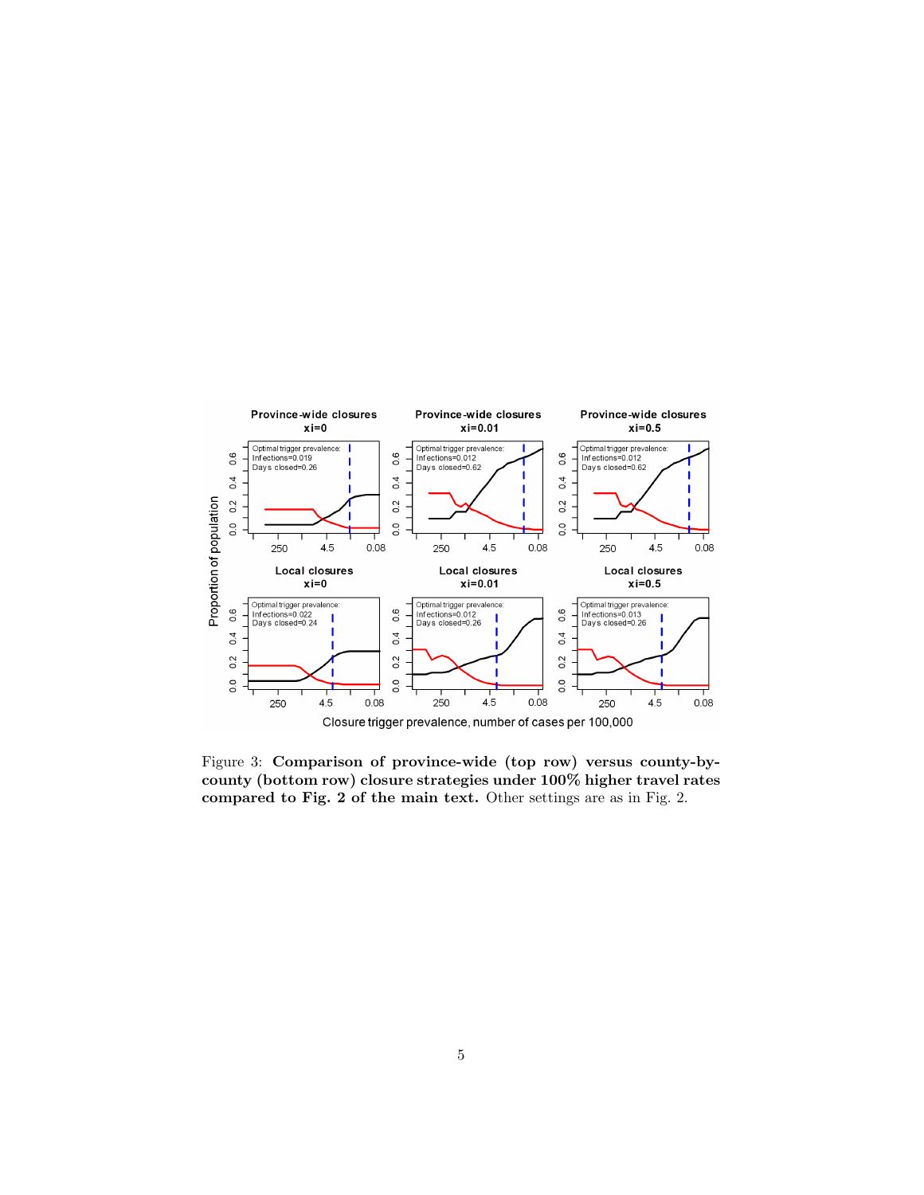Province-wide closures
xi=0

Optimal trigger prevalence:
Infections=0.019
Days closed=0.26

Province-wide closures
xi=0.01

Optimal trigger prevalence:
Infections=0.012
Days closed=0.62

Province-wide closures
xi=0.5

Optimal trigger prevalence:
Infections=0.012
Days closed=0.62

Local closures
xi=0

Optimal trigger prevalence:
Infections=0.022
Days closed=0.24

Local closures
xi=0.01

Optimal trigger prevalence:
Infections=0.012
Days closed=0.26

Local closures
xi=0.5

Optimal trigger prevalence:
Infections=0.013
Days closed=0.26

Proportion of population

0.0 0.2 0.4 0.6

250 4.5 0.08

Closure trigger prevalence, number of cases per 100,000

Figure 3: **Comparison of province-wide (top row) versus county-by-county (bottom row) closure strategies under 100% higher travel rates compared to Fig. 2 of the main text.** Other settings are as in Fig. 2.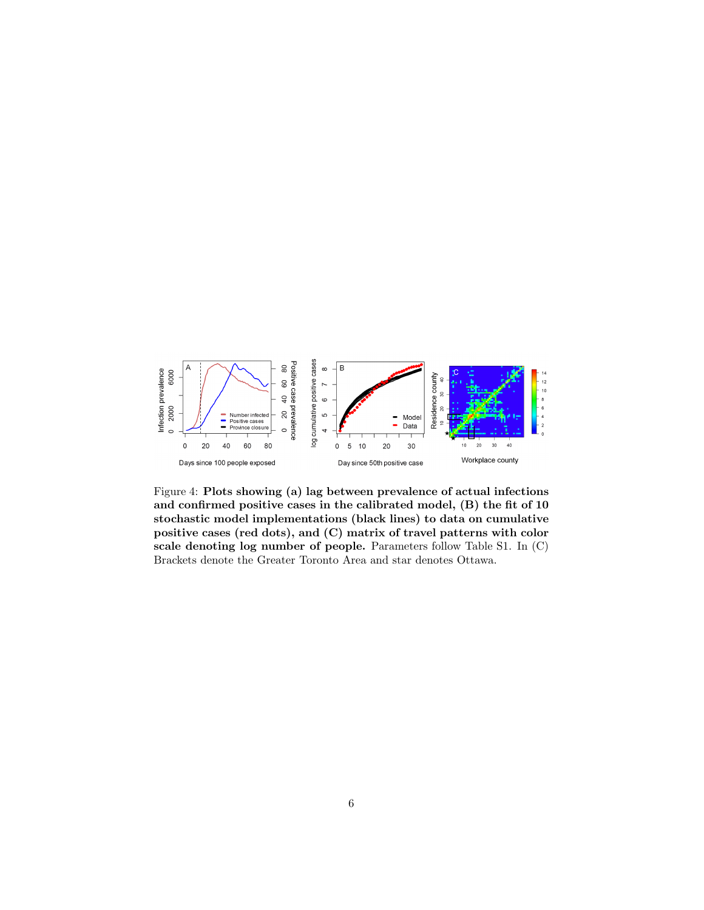A

Infection prevalence

0 2000 6000

Positive case prevalence

0 20 40 60 80

Number infected
Positive cases
Province closure

0 20 40 60 80

Days since 100 people exposed

B

log cumulative positive cases

4 5 6 7 8

Model
Data

0 5 10 20 30

Day since 50th positive case

C

Residence county

10 20 30 40

10 20 30 40

Workplace county

0 2 4 6 8 10 12 14

Figure 4: **Plots showing (a) lag between prevalence of actual infections and confirmed positive cases in the calibrated model, (B) the fit of 10 stochastic model implementations (black lines) to data on cumulative positive cases (red dots), and (C) matrix of travel patterns with color scale denoting log number of people.** Parameters follow Table S1. In (C) Brackets denote the Greater Toronto Area and star denotes Ottawa.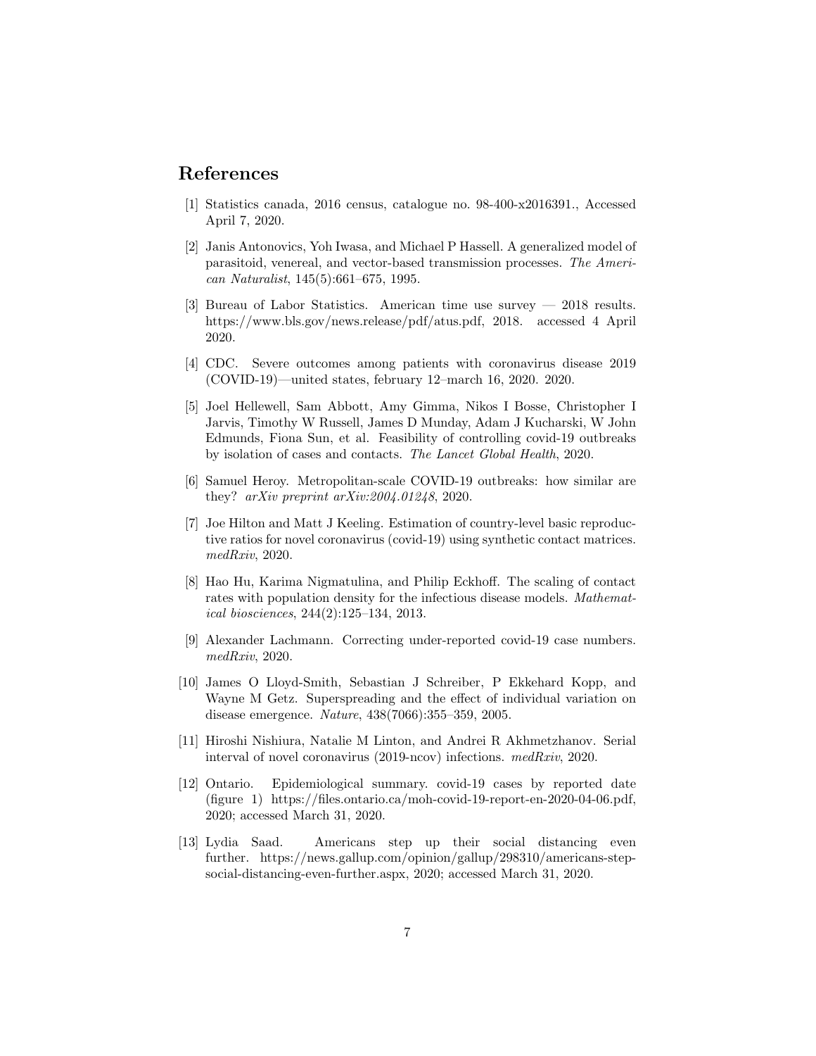## References

[1] Statistics canada, 2016 census, catalogue no. 98-400-x2016391., Accessed April 7, 2020.

[2] Janis Antonovics, Yoh Iwasa, and Michael P Hassell. A generalized model of parasitoid, venereal, and vector-based transmission processes. *The American Naturalist*, 145(5):661–675, 1995.

[3] Bureau of Labor Statistics. American time use survey — 2018 results. https://www.bls.gov/news.release/pdf/atus.pdf, 2018. accessed 4 April 2020.

[4] CDC. Severe outcomes among patients with coronavirus disease 2019 (COVID-19)—united states, february 12–march 16, 2020. 2020.

[5] Joel Hellewell, Sam Abbott, Amy Gimma, Nikos I Bosse, Christopher I Jarvis, Timothy W Russell, James D Munday, Adam J Kucharski, W John Edmunds, Fiona Sun, et al. Feasibility of controlling covid-19 outbreaks by isolation of cases and contacts. *The Lancet Global Health*, 2020.

[6] Samuel Heroy. Metropolitan-scale COVID-19 outbreaks: how similar are they? *arXiv preprint arXiv:2004.01248*, 2020.

[7] Joe Hilton and Matt J Keeling. Estimation of country-level basic reproductive ratios for novel coronavirus (covid-19) using synthetic contact matrices. *medRxiv*, 2020.

[8] Hao Hu, Karima Nigmatulina, and Philip Eckhoff. The scaling of contact rates with population density for the infectious disease models. *Mathematical biosciences*, 244(2):125–134, 2013.

[9] Alexander Lachmann. Correcting under-reported covid-19 case numbers. *medRxiv*, 2020.

[10] James O Lloyd-Smith, Sebastian J Schreiber, P Ekkehard Kopp, and Wayne M Getz. Superspreading and the effect of individual variation on disease emergence. *Nature*, 438(7066):355–359, 2005.

[11] Hiroshi Nishiura, Natalie M Linton, and Andrei R Akhmetzhanov. Serial interval of novel coronavirus (2019-ncov) infections. *medRxiv*, 2020.

[12] Ontario. Epidemiological summary. covid-19 cases by reported date (figure 1) https://files.ontario.ca/moh-covid-19-report-en-2020-04-06.pdf, 2020; accessed March 31, 2020.

[13] Lydia Saad. Americans step up their social distancing even further. https://news.gallup.com/opinion/gallup/298310/americans-step-social-distancing-even-further.aspx, 2020; accessed March 31, 2020.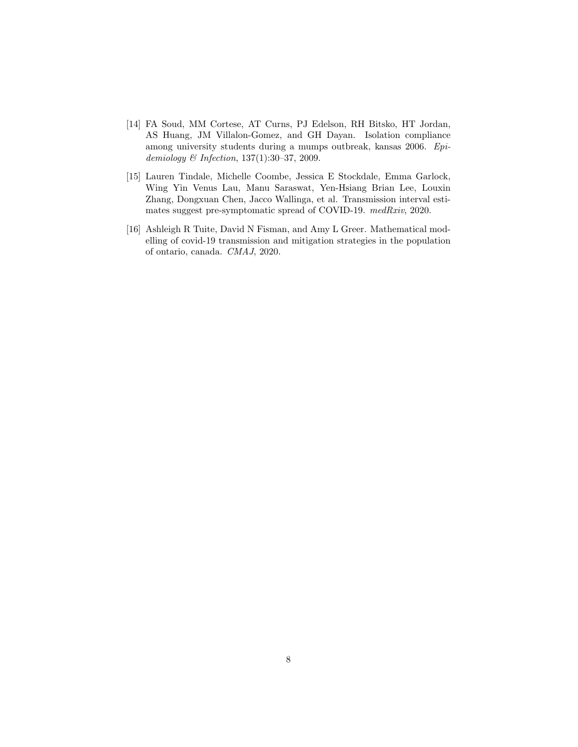[14] FA Soud, MM Cortese, AT Curns, PJ Edelson, RH Bitsko, HT Jordan, AS Huang, JM Villalon-Gomez, and GH Dayan. Isolation compliance among university students during a mumps outbreak, kansas 2006. *Epidemiology & Infection*, 137(1):30–37, 2009.

[15] Lauren Tindale, Michelle Coombe, Jessica E Stockdale, Emma Garlock, Wing Yin Venus Lau, Manu Saraswat, Yen-Hsiang Brian Lee, Louxin Zhang, Dongxuan Chen, Jacco Wallinga, et al. Transmission interval estimates suggest pre-symptomatic spread of COVID-19. *medRxiv*, 2020.

[16] Ashleigh R Tuite, David N Fisman, and Amy L Greer. Mathematical modelling of covid-19 transmission and mitigation strategies in the population of ontario, canada. *CMAJ*, 2020.